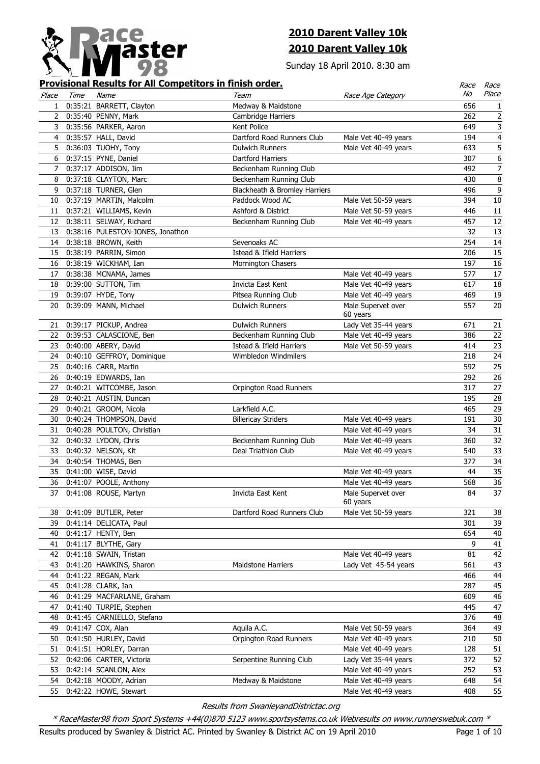# 2010 Darent Valley 10k

## 2010 Darent Valley 10k

Sunday 18 April 2010. 8:30 am

### Provisional Results for All Competitors in finish order.

| Place | Time | Name | Team | Race Age Category | Race No | Race Place |
|---|---|---|---|---|---|---|
| 1 | 0:35:21 | BARRETT, Clayton | Medway & Maidstone | | 656 | 1 |
| 2 | 0:35:40 | PENNY, Mark | Cambridge Harriers | | 262 | 2 |
| 3 | 0:35:56 | PARKER, Aaron | Kent Police | | 649 | 3 |
| 4 | 0:35:57 | HALL, David | Dartford Road Runners Club | Male Vet 40-49 years | 194 | 4 |
| 5 | 0:36:03 | TUOHY, Tony | Dulwich Runners | Male Vet 40-49 years | 633 | 5 |
| 6 | 0:37:15 | PYNE, Daniel | Dartford Harriers | | 307 | 6 |
| 7 | 0:37:17 | ADDISON, Jim | Beckenham Running Club | | 492 | 7 |
| 8 | 0:37:18 | CLAYTON, Marc | Beckenham Running Club | | 430 | 8 |
| 9 | 0:37:18 | TURNER, Glen | Blackheath & Bromley Harriers | | 496 | 9 |
| 10 | 0:37:19 | MARTIN, Malcolm | Paddock Wood AC | Male Vet 50-59 years | 394 | 10 |
| 11 | 0:37:21 | WILLIAMS, Kevin | Ashford & District | Male Vet 50-59 years | 446 | 11 |
| 12 | 0:38:11 | SELWAY, Richard | Beckenham Running Club | Male Vet 40-49 years | 457 | 12 |
| 13 | 0:38:16 | PULESTON-JONES, Jonathon | | | 32 | 13 |
| 14 | 0:38:18 | BROWN, Keith | Sevenoaks AC | | 254 | 14 |
| 15 | 0:38:19 | PARRIN, Simon | Istead & Ifield Harriers | | 206 | 15 |
| 16 | 0:38:19 | WICKHAM, Ian | Mornington Chasers | | 197 | 16 |
| 17 | 0:38:38 | MCNAMA, James | | Male Vet 40-49 years | 577 | 17 |
| 18 | 0:39:00 | SUTTON, Tim | Invicta East Kent | Male Vet 40-49 years | 617 | 18 |
| 19 | 0:39:07 | HYDE, Tony | Pitsea Running Club | Male Vet 40-49 years | 469 | 19 |
| 20 | 0:39:09 | MANN, Michael | Dulwich Runners | Male Supervet over 60 years | 557 | 20 |
| 21 | 0:39:17 | PICKUP, Andrea | Dulwich Runners | Lady Vet 35-44 years | 671 | 21 |
| 22 | 0:39:53 | CALASCIONE, Ben | Beckenham Running Club | Male Vet 40-49 years | 386 | 22 |
| 23 | 0:40:00 | ABERY, David | Istead & Ifield Harriers | Male Vet 50-59 years | 414 | 23 |
| 24 | 0:40:10 | GEFFROY, Dominique | Wimbledon Windmilers | | 218 | 24 |
| 25 | 0:40:16 | CARR, Martin | | | 592 | 25 |
| 26 | 0:40:19 | EDWARDS, Ian | | | 292 | 26 |
| 27 | 0:40:21 | WITCOMBE, Jason | Orpington Road Runners | | 317 | 27 |
| 28 | 0:40:21 | AUSTIN, Duncan | | | 195 | 28 |
| 29 | 0:40:21 | GROOM, Nicola | Larkfield A.C. | | 465 | 29 |
| 30 | 0:40:24 | THOMPSON, David | Billericay Striders | Male Vet 40-49 years | 191 | 30 |
| 31 | 0:40:28 | POULTON, Christian | | Male Vet 40-49 years | 34 | 31 |
| 32 | 0:40:32 | LYDON, Chris | Beckenham Running Club | Male Vet 40-49 years | 360 | 32 |
| 33 | 0:40:32 | NELSON, Kit | Deal Triathlon Club | Male Vet 40-49 years | 540 | 33 |
| 34 | 0:40:54 | THOMAS, Ben | | | 377 | 34 |
| 35 | 0:41:00 | WISE, David | | Male Vet 40-49 years | 44 | 35 |
| 36 | 0:41:07 | POOLE, Anthony | | Male Vet 40-49 years | 568 | 36 |
| 37 | 0:41:08 | ROUSE, Martyn | Invicta East Kent | Male Supervet over 60 years | 84 | 37 |
| 38 | 0:41:09 | BUTLER, Peter | Dartford Road Runners Club | Male Vet 50-59 years | 321 | 38 |
| 39 | 0:41:14 | DELICATA, Paul | | | 301 | 39 |
| 40 | 0:41:17 | HENTY, Ben | | | 654 | 40 |
| 41 | 0:41:17 | BLYTHE, Gary | | | 9 | 41 |
| 42 | 0:41:18 | SWAIN, Tristan | | Male Vet 40-49 years | 81 | 42 |
| 43 | 0:41:20 | HAWKINS, Sharon | Maidstone Harriers | Lady Vet 45-54 years | 561 | 43 |
| 44 | 0:41:22 | REGAN, Mark | | | 466 | 44 |
| 45 | 0:41:28 | CLARK, Ian | | | 287 | 45 |
| 46 | 0:41:29 | MACFARLANE, Graham | | | 609 | 46 |
| 47 | 0:41:40 | TURPIE, Stephen | | | 445 | 47 |
| 48 | 0:41:45 | CARNIELLO, Stefano | | | 376 | 48 |
| 49 | 0:41:47 | COX, Alan | Aquila A.C. | Male Vet 50-59 years | 364 | 49 |
| 50 | 0:41:50 | HURLEY, David | Orpington Road Runners | Male Vet 40-49 years | 210 | 50 |
| 51 | 0:41:51 | HORLEY, Darran | | Male Vet 40-49 years | 128 | 51 |
| 52 | 0:42:06 | CARTER, Victoria | Serpentine Running Club | Lady Vet 35-44 years | 372 | 52 |
| 53 | 0:42:14 | SCANLON, Alex | | Male Vet 40-49 years | 252 | 53 |
| 54 | 0:42:18 | MOODY, Adrian | Medway & Maidstone | Male Vet 40-49 years | 648 | 54 |
| 55 | 0:42:22 | HOWE, Stewart | | Male Vet 40-49 years | 408 | 55 |

*Results from SwanleyandDistrictac.org*

*\* RaceMaster98 from Sport Systems +44(0)870 5123 www.sportsystems.co.uk Webresults on www.runnerswebuk.com \**

Results produced by Swanley & District AC. Printed by Swanley & District AC on 19 April 2010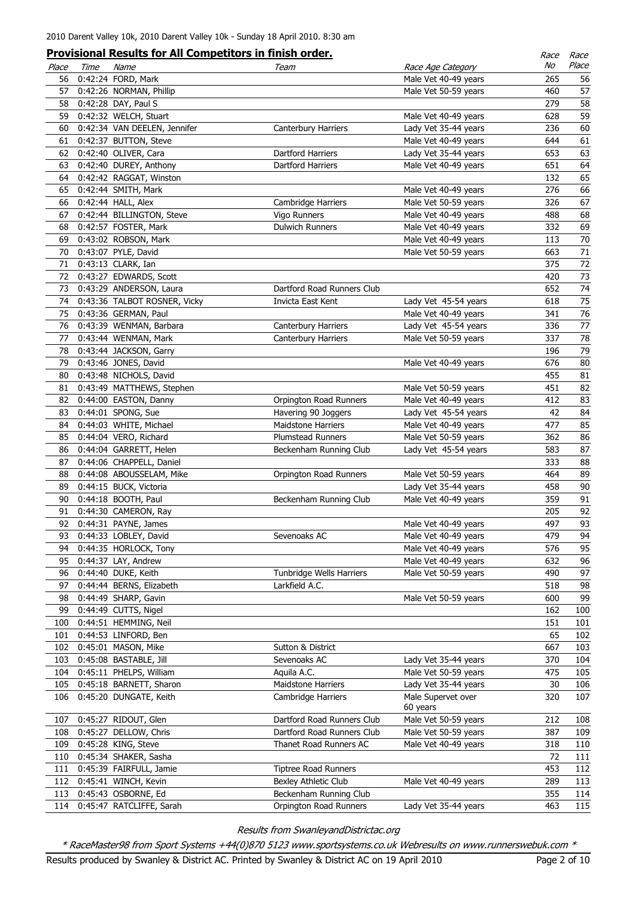2010 Darent Valley 10k, 2010 Darent Valley 10k - Sunday 18 April 2010. 8:30 am

## Provisional Results for All Competitors in finish order.

| Place | Time | Name | Team | Race Age Category | Race No | Race Place |
|---|---|---|---|---|---|---|
| 56 | 0:42:24 | FORD, Mark | | Male Vet 40-49 years | 265 | 56 |
| 57 | 0:42:26 | NORMAN, Phillip | | Male Vet 50-59 years | 460 | 57 |
| 58 | 0:42:28 | DAY, Paul S | | | 279 | 58 |
| 59 | 0:42:32 | WELCH, Stuart | | Male Vet 40-49 years | 628 | 59 |
| 60 | 0:42:34 | VAN DEELEN, Jennifer | Canterbury Harriers | Lady Vet 35-44 years | 236 | 60 |
| 61 | 0:42:37 | BUTTON, Steve | | Male Vet 40-49 years | 644 | 61 |
| 62 | 0:42:40 | OLIVER, Cara | Dartford Harriers | Lady Vet 35-44 years | 653 | 63 |
| 63 | 0:42:40 | DUREY, Anthony | Dartford Harriers | Male Vet 40-49 years | 651 | 64 |
| 64 | 0:42:42 | RAGGAT, Winston | | | 132 | 65 |
| 65 | 0:42:44 | SMITH, Mark | | Male Vet 40-49 years | 276 | 66 |
| 66 | 0:42:44 | HALL, Alex | Cambridge Harriers | Male Vet 50-59 years | 326 | 67 |
| 67 | 0:42:44 | BILLINGTON, Steve | Vigo Runners | Male Vet 40-49 years | 488 | 68 |
| 68 | 0:42:57 | FOSTER, Mark | Dulwich Runners | Male Vet 40-49 years | 332 | 69 |
| 69 | 0:43:02 | ROBSON, Mark | | Male Vet 40-49 years | 113 | 70 |
| 70 | 0:43:07 | PYLE, David | | Male Vet 50-59 years | 663 | 71 |
| 71 | 0:43:13 | CLARK, Ian | | | 375 | 72 |
| 72 | 0:43:27 | EDWARDS, Scott | | | 420 | 73 |
| 73 | 0:43:29 | ANDERSON, Laura | Dartford Road Runners Club | | 652 | 74 |
| 74 | 0:43:36 | TALBOT ROSNER, Vicky | Invicta East Kent | Lady Vet 45-54 years | 618 | 75 |
| 75 | 0:43:36 | GERMAN, Paul | | Male Vet 40-49 years | 341 | 76 |
| 76 | 0:43:39 | WENMAN, Barbara | Canterbury Harriers | Lady Vet 45-54 years | 336 | 77 |
| 77 | 0:43:44 | WENMAN, Mark | Canterbury Harriers | Male Vet 50-59 years | 337 | 78 |
| 78 | 0:43:44 | JACKSON, Garry | | | 196 | 79 |
| 79 | 0:43:46 | JONES, David | | Male Vet 40-49 years | 676 | 80 |
| 80 | 0:43:48 | NICHOLS, David | | | 455 | 81 |
| 81 | 0:43:49 | MATTHEWS, Stephen | | Male Vet 50-59 years | 451 | 82 |
| 82 | 0:44:00 | EASTON, Danny | Orpington Road Runners | Male Vet 40-49 years | 412 | 83 |
| 83 | 0:44:01 | SPONG, Sue | Havering 90 Joggers | Lady Vet 45-54 years | 42 | 84 |
| 84 | 0:44:03 | WHITE, Michael | Maidstone Harriers | Male Vet 40-49 years | 477 | 85 |
| 85 | 0:44:04 | VERO, Richard | Plumstead Runners | Male Vet 50-59 years | 362 | 86 |
| 86 | 0:44:04 | GARRETT, Helen | Beckenham Running Club | Lady Vet 45-54 years | 583 | 87 |
| 87 | 0:44:06 | CHAPPELL, Daniel | | | 333 | 88 |
| 88 | 0:44:08 | ABOUSSELAM, Mike | Orpington Road Runners | Male Vet 50-59 years | 464 | 89 |
| 89 | 0:44:15 | BUCK, Victoria | | Lady Vet 35-44 years | 458 | 90 |
| 90 | 0:44:18 | BOOTH, Paul | Beckenham Running Club | Male Vet 40-49 years | 359 | 91 |
| 91 | 0:44:30 | CAMERON, Ray | | | 205 | 92 |
| 92 | 0:44:31 | PAYNE, James | | Male Vet 40-49 years | 497 | 93 |
| 93 | 0:44:33 | LOBLEY, David | Sevenoaks AC | Male Vet 40-49 years | 479 | 94 |
| 94 | 0:44:35 | HORLOCK, Tony | | Male Vet 40-49 years | 576 | 95 |
| 95 | 0:44:37 | LAY, Andrew | | Male Vet 40-49 years | 632 | 96 |
| 96 | 0:44:40 | DUKE, Keith | Tunbridge Wells Harriers | Male Vet 50-59 years | 490 | 97 |
| 97 | 0:44:44 | BERNS, Elizabeth | Larkfield A.C. | | 518 | 98 |
| 98 | 0:44:49 | SHARP, Gavin | | Male Vet 50-59 years | 600 | 99 |
| 99 | 0:44:49 | CUTTS, Nigel | | | 162 | 100 |
| 100 | 0:44:51 | HEMMING, Neil | | | 151 | 101 |
| 101 | 0:44:53 | LINFORD, Ben | | | 65 | 102 |
| 102 | 0:45:01 | MASON, Mike | Sutton & District | | 667 | 103 |
| 103 | 0:45:08 | BASTABLE, Jill | Sevenoaks AC | Lady Vet 35-44 years | 370 | 104 |
| 104 | 0:45:11 | PHELPS, William | Aquila A.C. | Male Vet 50-59 years | 475 | 105 |
| 105 | 0:45:18 | BARNETT, Sharon | Maidstone Harriers | Lady Vet 35-44 years | 30 | 106 |
| 106 | 0:45:20 | DUNGATE, Keith | Cambridge Harriers | Male Supervet over 60 years | 320 | 107 |
| 107 | 0:45:27 | RIDOUT, Glen | Dartford Road Runners Club | Male Vet 50-59 years | 212 | 108 |
| 108 | 0:45:27 | DELLOW, Chris | Dartford Road Runners Club | Male Vet 50-59 years | 387 | 109 |
| 109 | 0:45:28 | KING, Steve | Thanet Road Runners AC | Male Vet 40-49 years | 318 | 110 |
| 110 | 0:45:34 | SHAKER, Sasha | | | 72 | 111 |
| 111 | 0:45:39 | FAIRFULL, Jamie | Tiptree Road Runners | | 453 | 112 |
| 112 | 0:45:41 | WINCH, Kevin | Bexley Athletic Club | Male Vet 40-49 years | 289 | 113 |
| 113 | 0:45:43 | OSBORNE, Ed | Beckenham Running Club | | 355 | 114 |
| 114 | 0:45:47 | RATCLIFFE, Sarah | Orpington Road Runners | Lady Vet 35-44 years | 463 | 115 |

*Results from SwanleyandDistrictac.org*

*\* RaceMaster98 from Sport Systems +44(0)870 5123 www.sportsystems.co.uk Webresults on www.runnerswebuk.com \**

Results produced by Swanley & District AC. Printed by Swanley & District AC on 19 April 2010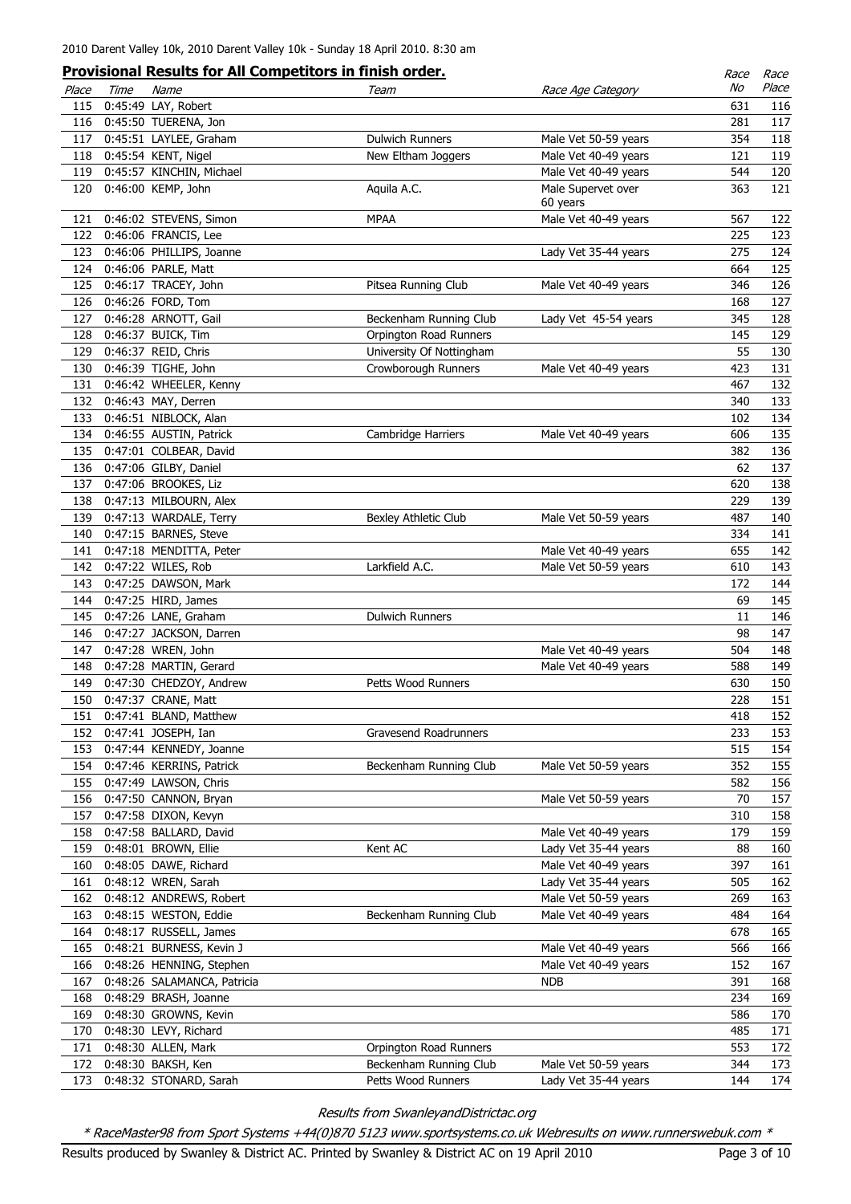2010 Darent Valley 10k, 2010 Darent Valley 10k - Sunday 18 April 2010. 8:30 am

## Provisional Results for All Competitors in finish order.

| Place | Time | Name | Team | Race Age Category | Race No | Race Place |
|---|---|---|---|---|---|---|
| 115 | 0:45:49 | LAY, Robert | | | 631 | 116 |
| 116 | 0:45:50 | TUERENA, Jon | | | 281 | 117 |
| 117 | 0:45:51 | LAYLEE, Graham | Dulwich Runners | Male Vet 50-59 years | 354 | 118 |
| 118 | 0:45:54 | KENT, Nigel | New Eltham Joggers | Male Vet 40-49 years | 121 | 119 |
| 119 | 0:45:57 | KINCHIN, Michael | | Male Vet 40-49 years | 544 | 120 |
| 120 | 0:46:00 | KEMP, John | Aquila A.C. | Male Supervet over 60 years | 363 | 121 |
| 121 | 0:46:02 | STEVENS, Simon | MPAA | Male Vet 40-49 years | 567 | 122 |
| 122 | 0:46:06 | FRANCIS, Lee | | | 225 | 123 |
| 123 | 0:46:06 | PHILLIPS, Joanne | | Lady Vet 35-44 years | 275 | 124 |
| 124 | 0:46:06 | PARLE, Matt | | | 664 | 125 |
| 125 | 0:46:17 | TRACEY, John | Pitsea Running Club | Male Vet 40-49 years | 346 | 126 |
| 126 | 0:46:26 | FORD, Tom | | | 168 | 127 |
| 127 | 0:46:28 | ARNOTT, Gail | Beckenham Running Club | Lady Vet 45-54 years | 345 | 128 |
| 128 | 0:46:37 | BUICK, Tim | Orpington Road Runners | | 145 | 129 |
| 129 | 0:46:37 | REID, Chris | University Of Nottingham | | 55 | 130 |
| 130 | 0:46:39 | TIGHE, John | Crowborough Runners | Male Vet 40-49 years | 423 | 131 |
| 131 | 0:46:42 | WHEELER, Kenny | | | 467 | 132 |
| 132 | 0:46:43 | MAY, Derren | | | 340 | 133 |
| 133 | 0:46:51 | NIBLOCK, Alan | | | 102 | 134 |
| 134 | 0:46:55 | AUSTIN, Patrick | Cambridge Harriers | Male Vet 40-49 years | 606 | 135 |
| 135 | 0:47:01 | COLBEAR, David | | | 382 | 136 |
| 136 | 0:47:06 | GILBY, Daniel | | | 62 | 137 |
| 137 | 0:47:06 | BROOKES, Liz | | | 620 | 138 |
| 138 | 0:47:13 | MILBOURN, Alex | | | 229 | 139 |
| 139 | 0:47:13 | WARDALE, Terry | Bexley Athletic Club | Male Vet 50-59 years | 487 | 140 |
| 140 | 0:47:15 | BARNES, Steve | | | 334 | 141 |
| 141 | 0:47:18 | MENDITTA, Peter | | Male Vet 40-49 years | 655 | 142 |
| 142 | 0:47:22 | WILES, Rob | Larkfield A.C. | Male Vet 50-59 years | 610 | 143 |
| 143 | 0:47:25 | DAWSON, Mark | | | 172 | 144 |
| 144 | 0:47:25 | HIRD, James | | | 69 | 145 |
| 145 | 0:47:26 | LANE, Graham | Dulwich Runners | | 11 | 146 |
| 146 | 0:47:27 | JACKSON, Darren | | | 98 | 147 |
| 147 | 0:47:28 | WREN, John | | Male Vet 40-49 years | 504 | 148 |
| 148 | 0:47:28 | MARTIN, Gerard | | Male Vet 40-49 years | 588 | 149 |
| 149 | 0:47:30 | CHEDZOY, Andrew | Petts Wood Runners | | 630 | 150 |
| 150 | 0:47:37 | CRANE, Matt | | | 228 | 151 |
| 151 | 0:47:41 | BLAND, Matthew | | | 418 | 152 |
| 152 | 0:47:41 | JOSEPH, Ian | Gravesend Roadrunners | | 233 | 153 |
| 153 | 0:47:44 | KENNEDY, Joanne | | | 515 | 154 |
| 154 | 0:47:46 | KERRINS, Patrick | Beckenham Running Club | Male Vet 50-59 years | 352 | 155 |
| 155 | 0:47:49 | LAWSON, Chris | | | 582 | 156 |
| 156 | 0:47:50 | CANNON, Bryan | | Male Vet 50-59 years | 70 | 157 |
| 157 | 0:47:58 | DIXON, Kevyn | | | 310 | 158 |
| 158 | 0:47:58 | BALLARD, David | | Male Vet 40-49 years | 179 | 159 |
| 159 | 0:48:01 | BROWN, Ellie | Kent AC | Lady Vet 35-44 years | 88 | 160 |
| 160 | 0:48:05 | DAWE, Richard | | Male Vet 40-49 years | 397 | 161 |
| 161 | 0:48:12 | WREN, Sarah | | Lady Vet 35-44 years | 505 | 162 |
| 162 | 0:48:12 | ANDREWS, Robert | | Male Vet 50-59 years | 269 | 163 |
| 163 | 0:48:15 | WESTON, Eddie | Beckenham Running Club | Male Vet 40-49 years | 484 | 164 |
| 164 | 0:48:17 | RUSSELL, James | | | 678 | 165 |
| 165 | 0:48:21 | BURNESS, Kevin J | | Male Vet 40-49 years | 566 | 166 |
| 166 | 0:48:26 | HENNING, Stephen | | Male Vet 40-49 years | 152 | 167 |
| 167 | 0:48:26 | SALAMANCA, Patricia | | NDB | 391 | 168 |
| 168 | 0:48:29 | BRASH, Joanne | | | 234 | 169 |
| 169 | 0:48:30 | GROWNS, Kevin | | | 586 | 170 |
| 170 | 0:48:30 | LEVY, Richard | | | 485 | 171 |
| 171 | 0:48:30 | ALLEN, Mark | Orpington Road Runners | | 553 | 172 |
| 172 | 0:48:30 | BAKSH, Ken | Beckenham Running Club | Male Vet 50-59 years | 344 | 173 |
| 173 | 0:48:32 | STONARD, Sarah | Petts Wood Runners | Lady Vet 35-44 years | 144 | 174 |

*Results from SwanleyandDistrictac.org*

*\* RaceMaster98 from Sport Systems +44(0)870 5123 www.sportsystems.co.uk Webresults on www.runnerswebuk.com \**

Results produced by Swanley & District AC. Printed by Swanley & District AC on 19 April 2010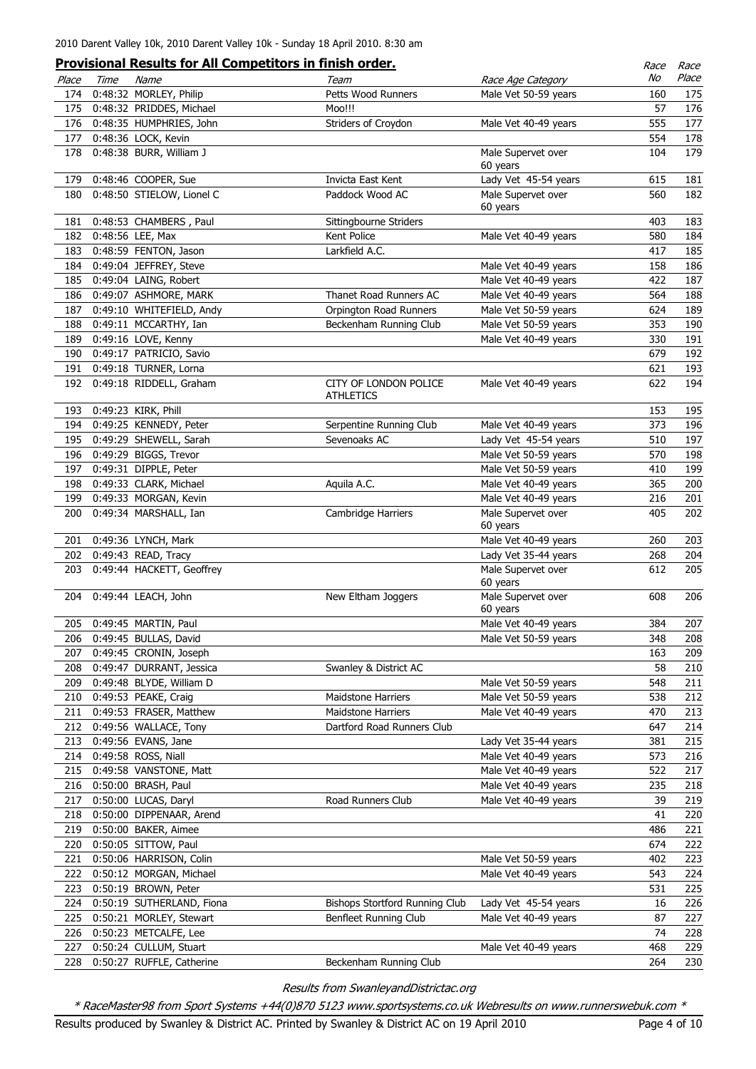2010 Darent Valley 10k, 2010 Darent Valley 10k - Sunday 18 April 2010. 8:30 am

## Provisional Results for All Competitors in finish order.

| Place | Time | Name | Team | Race Age Category | Race No | Race Place |
|---|---|---|---|---|---|---|
| 174 | 0:48:32 | MORLEY, Philip | Petts Wood Runners | Male Vet 50-59 years | 160 | 175 |
| 175 | 0:48:32 | PRIDDES, Michael | Moo!!! | | 57 | 176 |
| 176 | 0:48:35 | HUMPHRIES, John | Striders of Croydon | Male Vet 40-49 years | 555 | 177 |
| 177 | 0:48:36 | LOCK, Kevin | | | 554 | 178 |
| 178 | 0:48:38 | BURR, William J | | Male Supervet over 60 years | 104 | 179 |
| 179 | 0:48:46 | COOPER, Sue | Invicta East Kent | Lady Vet 45-54 years | 615 | 181 |
| 180 | 0:48:50 | STIELOW, Lionel C | Paddock Wood AC | Male Supervet over 60 years | 560 | 182 |
| 181 | 0:48:53 | CHAMBERS , Paul | Sittingbourne Striders | | 403 | 183 |
| 182 | 0:48:56 | LEE, Max | Kent Police | Male Vet 40-49 years | 580 | 184 |
| 183 | 0:48:59 | FENTON, Jason | Larkfield A.C. | | 417 | 185 |
| 184 | 0:49:04 | JEFFREY, Steve | | Male Vet 40-49 years | 158 | 186 |
| 185 | 0:49:04 | LAING, Robert | | Male Vet 40-49 years | 422 | 187 |
| 186 | 0:49:07 | ASHMORE, MARK | Thanet Road Runners AC | Male Vet 40-49 years | 564 | 188 |
| 187 | 0:49:10 | WHITEFIELD, Andy | Orpington Road Runners | Male Vet 50-59 years | 624 | 189 |
| 188 | 0:49:11 | MCCARTHY, Ian | Beckenham Running Club | Male Vet 50-59 years | 353 | 190 |
| 189 | 0:49:16 | LOVE, Kenny | | Male Vet 40-49 years | 330 | 191 |
| 190 | 0:49:17 | PATRICIO, Savio | | | 679 | 192 |
| 191 | 0:49:18 | TURNER, Lorna | | | 621 | 193 |
| 192 | 0:49:18 | RIDDELL, Graham | CITY OF LONDON POLICE ATHLETICS | Male Vet 40-49 years | 622 | 194 |
| 193 | 0:49:23 | KIRK, Phill | | | 153 | 195 |
| 194 | 0:49:25 | KENNEDY, Peter | Serpentine Running Club | Male Vet 40-49 years | 373 | 196 |
| 195 | 0:49:29 | SHEWELL, Sarah | Sevenoaks AC | Lady Vet 45-54 years | 510 | 197 |
| 196 | 0:49:29 | BIGGS, Trevor | | Male Vet 50-59 years | 570 | 198 |
| 197 | 0:49:31 | DIPPLE, Peter | | Male Vet 50-59 years | 410 | 199 |
| 198 | 0:49:33 | CLARK, Michael | Aquila A.C. | Male Vet 40-49 years | 365 | 200 |
| 199 | 0:49:33 | MORGAN, Kevin | | Male Vet 40-49 years | 216 | 201 |
| 200 | 0:49:34 | MARSHALL, Ian | Cambridge Harriers | Male Supervet over 60 years | 405 | 202 |
| 201 | 0:49:36 | LYNCH, Mark | | Male Vet 40-49 years | 260 | 203 |
| 202 | 0:49:43 | READ, Tracy | | Lady Vet 35-44 years | 268 | 204 |
| 203 | 0:49:44 | HACKETT, Geoffrey | | Male Supervet over 60 years | 612 | 205 |
| 204 | 0:49:44 | LEACH, John | New Eltham Joggers | Male Supervet over 60 years | 608 | 206 |
| 205 | 0:49:45 | MARTIN, Paul | | Male Vet 40-49 years | 384 | 207 |
| 206 | 0:49:45 | BULLAS, David | | Male Vet 50-59 years | 348 | 208 |
| 207 | 0:49:45 | CRONIN, Joseph | | | 163 | 209 |
| 208 | 0:49:47 | DURRANT, Jessica | Swanley & District AC | | 58 | 210 |
| 209 | 0:49:48 | BLYDE, William D | | Male Vet 50-59 years | 548 | 211 |
| 210 | 0:49:53 | PEAKE, Craig | Maidstone Harriers | Male Vet 50-59 years | 538 | 212 |
| 211 | 0:49:53 | FRASER, Matthew | Maidstone Harriers | Male Vet 40-49 years | 470 | 213 |
| 212 | 0:49:56 | WALLACE, Tony | Dartford Road Runners Club | | 647 | 214 |
| 213 | 0:49:56 | EVANS, Jane | | Lady Vet 35-44 years | 381 | 215 |
| 214 | 0:49:58 | ROSS, Niall | | Male Vet 40-49 years | 573 | 216 |
| 215 | 0:49:58 | VANSTONE, Matt | | Male Vet 40-49 years | 522 | 217 |
| 216 | 0:50:00 | BRASH, Paul | | Male Vet 40-49 years | 235 | 218 |
| 217 | 0:50:00 | LUCAS, Daryl | Road Runners Club | Male Vet 40-49 years | 39 | 219 |
| 218 | 0:50:00 | DIPPENAAR, Arend | | | 41 | 220 |
| 219 | 0:50:00 | BAKER, Aimee | | | 486 | 221 |
| 220 | 0:50:05 | SITTOW, Paul | | | 674 | 222 |
| 221 | 0:50:06 | HARRISON, Colin | | Male Vet 50-59 years | 402 | 223 |
| 222 | 0:50:12 | MORGAN, Michael | | Male Vet 40-49 years | 543 | 224 |
| 223 | 0:50:19 | BROWN, Peter | | | 531 | 225 |
| 224 | 0:50:19 | SUTHERLAND, Fiona | Bishops Stortford Running Club | Lady Vet 45-54 years | 16 | 226 |
| 225 | 0:50:21 | MORLEY, Stewart | Benfleet Running Club | Male Vet 40-49 years | 87 | 227 |
| 226 | 0:50:23 | METCALFE, Lee | | | 74 | 228 |
| 227 | 0:50:24 | CULLUM, Stuart | | Male Vet 40-49 years | 468 | 229 |
| 228 | 0:50:27 | RUFFLE, Catherine | Beckenham Running Club | | 264 | 230 |

*Results from SwanleyandDistrictac.org*

*\* RaceMaster98 from Sport Systems +44(0)870 5123 www.sportsystems.co.uk Webresults on www.runnerswebuk.com \**

Results produced by Swanley & District AC. Printed by Swanley & District AC on 19 April 2010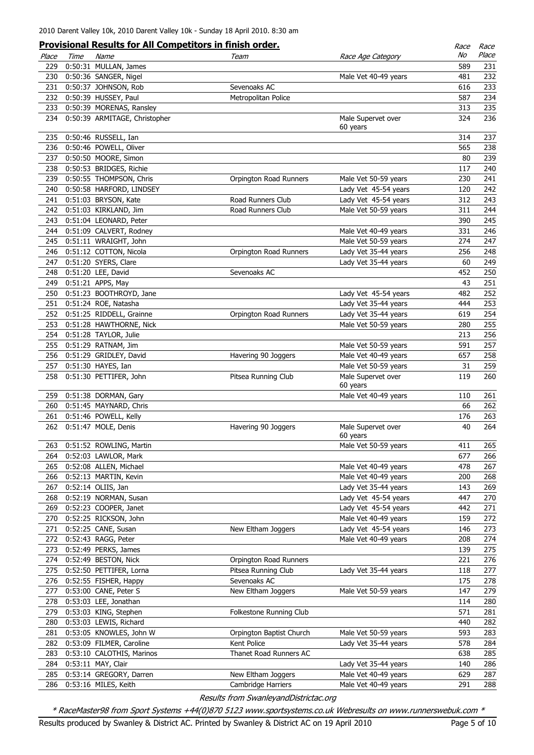2010 Darent Valley 10k, 2010 Darent Valley 10k - Sunday 18 April 2010. 8:30 am

## Provisional Results for All Competitors in finish order.

| Place | Time | Name | Team | Race Age Category | Race No | Race Place |
|---|---|---|---|---|---|---|
| 229 | 0:50:31 | MULLAN, James | | | 589 | 231 |
| 230 | 0:50:36 | SANGER, Nigel | | Male Vet 40-49 years | 481 | 232 |
| 231 | 0:50:37 | JOHNSON, Rob | Sevenoaks AC | | 616 | 233 |
| 232 | 0:50:39 | HUSSEY, Paul | Metropolitan Police | | 587 | 234 |
| 233 | 0:50:39 | MORENAS, Ransley | | | 313 | 235 |
| 234 | 0:50:39 | ARMITAGE, Christopher | | Male Supervet over 60 years | 324 | 236 |
| 235 | 0:50:46 | RUSSELL, Ian | | | 314 | 237 |
| 236 | 0:50:46 | POWELL, Oliver | | | 565 | 238 |
| 237 | 0:50:50 | MOORE, Simon | | | 80 | 239 |
| 238 | 0:50:53 | BRIDGES, Richie | | | 117 | 240 |
| 239 | 0:50:55 | THOMPSON, Chris | Orpington Road Runners | Male Vet 50-59 years | 230 | 241 |
| 240 | 0:50:58 | HARFORD, LINDSEY | | Lady Vet 45-54 years | 120 | 242 |
| 241 | 0:51:03 | BRYSON, Kate | Road Runners Club | Lady Vet 45-54 years | 312 | 243 |
| 242 | 0:51:03 | KIRKLAND, Jim | Road Runners Club | Male Vet 50-59 years | 311 | 244 |
| 243 | 0:51:04 | LEONARD, Peter | | | 390 | 245 |
| 244 | 0:51:09 | CALVERT, Rodney | | Male Vet 40-49 years | 331 | 246 |
| 245 | 0:51:11 | WRAIGHT, John | | Male Vet 50-59 years | 274 | 247 |
| 246 | 0:51:12 | COTTON, Nicola | Orpington Road Runners | Lady Vet 35-44 years | 256 | 248 |
| 247 | 0:51:20 | SYERS, Clare | | Lady Vet 35-44 years | 60 | 249 |
| 248 | 0:51:20 | LEE, David | Sevenoaks AC | | 452 | 250 |
| 249 | 0:51:21 | APPS, May | | | 43 | 251 |
| 250 | 0:51:23 | BOOTHROYD, Jane | | Lady Vet 45-54 years | 482 | 252 |
| 251 | 0:51:24 | ROE, Natasha | | Lady Vet 35-44 years | 444 | 253 |
| 252 | 0:51:25 | RIDDELL, Grainne | Orpington Road Runners | Lady Vet 35-44 years | 619 | 254 |
| 253 | 0:51:28 | HAWTHORNE, Nick | | Male Vet 50-59 years | 280 | 255 |
| 254 | 0:51:28 | TAYLOR, Julie | | | 213 | 256 |
| 255 | 0:51:29 | RATNAM, Jim | | Male Vet 50-59 years | 591 | 257 |
| 256 | 0:51:29 | GRIDLEY, David | Havering 90 Joggers | Male Vet 40-49 years | 657 | 258 |
| 257 | 0:51:30 | HAYES, Ian | | Male Vet 50-59 years | 31 | 259 |
| 258 | 0:51:30 | PETTIFER, John | Pitsea Running Club | Male Supervet over 60 years | 119 | 260 |
| 259 | 0:51:38 | DORMAN, Gary | | Male Vet 40-49 years | 110 | 261 |
| 260 | 0:51:45 | MAYNARD, Chris | | | 66 | 262 |
| 261 | 0:51:46 | POWELL, Kelly | | | 176 | 263 |
| 262 | 0:51:47 | MOLE, Denis | Havering 90 Joggers | Male Supervet over 60 years | 40 | 264 |
| 263 | 0:51:52 | ROWLING, Martin | | Male Vet 50-59 years | 411 | 265 |
| 264 | 0:52:03 | LAWLOR, Mark | | | 677 | 266 |
| 265 | 0:52:08 | ALLEN, Michael | | Male Vet 40-49 years | 478 | 267 |
| 266 | 0:52:13 | MARTIN, Kevin | | Male Vet 40-49 years | 200 | 268 |
| 267 | 0:52:14 | OLIIS, Jan | | Lady Vet 35-44 years | 143 | 269 |
| 268 | 0:52:19 | NORMAN, Susan | | Lady Vet 45-54 years | 447 | 270 |
| 269 | 0:52:23 | COOPER, Janet | | Lady Vet 45-54 years | 442 | 271 |
| 270 | 0:52:25 | RICKSON, John | | Male Vet 40-49 years | 159 | 272 |
| 271 | 0:52:25 | CANE, Susan | New Eltham Joggers | Lady Vet 45-54 years | 146 | 273 |
| 272 | 0:52:43 | RAGG, Peter | | Male Vet 40-49 years | 208 | 274 |
| 273 | 0:52:49 | PERKS, James | | | 139 | 275 |
| 274 | 0:52:49 | BESTON, Nick | Orpington Road Runners | | 221 | 276 |
| 275 | 0:52:50 | PETTIFER, Lorna | Pitsea Running Club | Lady Vet 35-44 years | 118 | 277 |
| 276 | 0:52:55 | FISHER, Happy | Sevenoaks AC | | 175 | 278 |
| 277 | 0:53:00 | CANE, Peter S | New Eltham Joggers | Male Vet 50-59 years | 147 | 279 |
| 278 | 0:53:03 | LEE, Jonathan | | | 114 | 280 |
| 279 | 0:53:03 | KING, Stephen | Folkestone Running Club | | 571 | 281 |
| 280 | 0:53:03 | LEWIS, Richard | | | 440 | 282 |
| 281 | 0:53:05 | KNOWLES, John W | Orpington Baptist Church | Male Vet 50-59 years | 593 | 283 |
| 282 | 0:53:09 | FILMER, Caroline | Kent Police | Lady Vet 35-44 years | 578 | 284 |
| 283 | 0:53:10 | CALOTHIS, Marinos | Thanet Road Runners AC | | 638 | 285 |
| 284 | 0:53:11 | MAY, Clair | | Lady Vet 35-44 years | 140 | 286 |
| 285 | 0:53:14 | GREGORY, Darren | New Eltham Joggers | Male Vet 40-49 years | 629 | 287 |
| 286 | 0:53:16 | MILES, Keith | Cambridge Harriers | Male Vet 40-49 years | 291 | 288 |

*Results from SwanleyandDistrictac.org*

*\* RaceMaster98 from Sport Systems +44(0)870 5123 www.sportsystems.co.uk Webresults on www.runnerswebuk.com \**

Results produced by Swanley & District AC. Printed by Swanley & District AC on 19 April 2010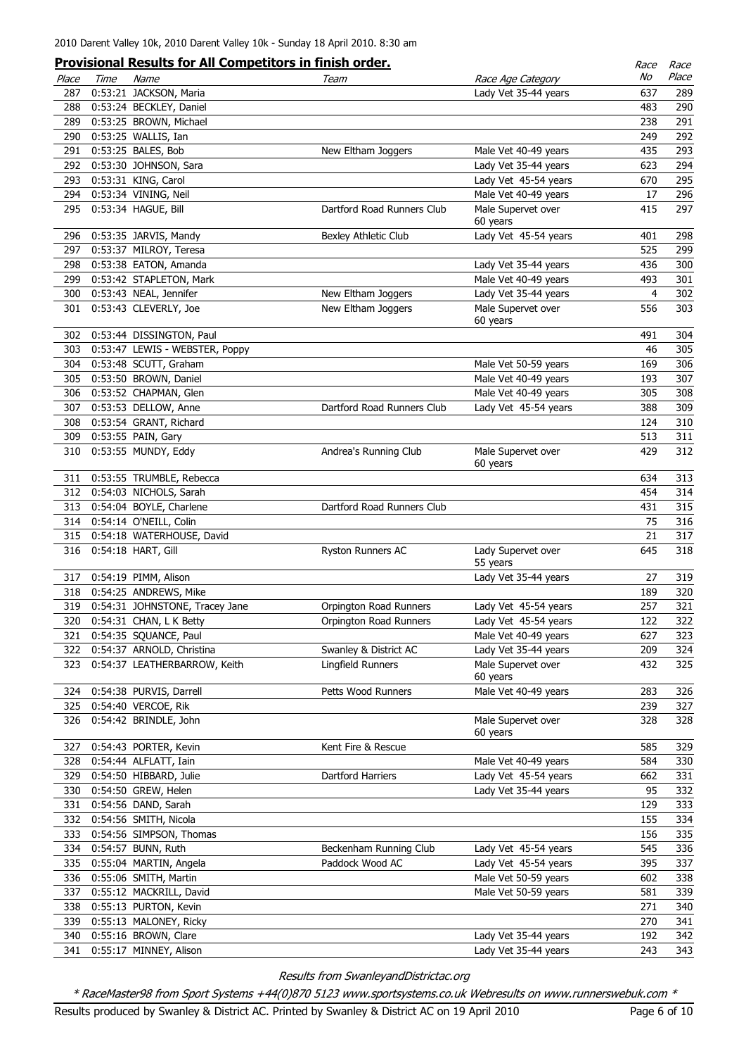2010 Darent Valley 10k, 2010 Darent Valley 10k - Sunday 18 April 2010. 8:30 am

## Provisional Results for All Competitors in finish order.

| Place | Time | Name | Team | Race Age Category | Race No | Race Place |
|---|---|---|---|---|---|---|
| 287 | 0:53:21 | JACKSON, Maria | | Lady Vet 35-44 years | 637 | 289 |
| 288 | 0:53:24 | BECKLEY, Daniel | | | 483 | 290 |
| 289 | 0:53:25 | BROWN, Michael | | | 238 | 291 |
| 290 | 0:53:25 | WALLIS, Ian | | | 249 | 292 |
| 291 | 0:53:25 | BALES, Bob | New Eltham Joggers | Male Vet 40-49 years | 435 | 293 |
| 292 | 0:53:30 | JOHNSON, Sara | | Lady Vet 35-44 years | 623 | 294 |
| 293 | 0:53:31 | KING, Carol | | Lady Vet 45-54 years | 670 | 295 |
| 294 | 0:53:34 | VINING, Neil | | Male Vet 40-49 years | 17 | 296 |
| 295 | 0:53:34 | HAGUE, Bill | Dartford Road Runners Club | Male Supervet over 60 years | 415 | 297 |
| 296 | 0:53:35 | JARVIS, Mandy | Bexley Athletic Club | Lady Vet 45-54 years | 401 | 298 |
| 297 | 0:53:37 | MILROY, Teresa | | | 525 | 299 |
| 298 | 0:53:38 | EATON, Amanda | | Lady Vet 35-44 years | 436 | 300 |
| 299 | 0:53:42 | STAPLETON, Mark | | Male Vet 40-49 years | 493 | 301 |
| 300 | 0:53:43 | NEAL, Jennifer | New Eltham Joggers | Lady Vet 35-44 years | 4 | 302 |
| 301 | 0:53:43 | CLEVERLY, Joe | New Eltham Joggers | Male Supervet over 60 years | 556 | 303 |
| 302 | 0:53:44 | DISSINGTON, Paul | | | 491 | 304 |
| 303 | 0:53:47 | LEWIS - WEBSTER, Poppy | | | 46 | 305 |
| 304 | 0:53:48 | SCUTT, Graham | | Male Vet 50-59 years | 169 | 306 |
| 305 | 0:53:50 | BROWN, Daniel | | Male Vet 40-49 years | 193 | 307 |
| 306 | 0:53:52 | CHAPMAN, Glen | | Male Vet 40-49 years | 305 | 308 |
| 307 | 0:53:53 | DELLOW, Anne | Dartford Road Runners Club | Lady Vet 45-54 years | 388 | 309 |
| 308 | 0:53:54 | GRANT, Richard | | | 124 | 310 |
| 309 | 0:53:55 | PAIN, Gary | | | 513 | 311 |
| 310 | 0:53:55 | MUNDY, Eddy | Andrea's Running Club | Male Supervet over 60 years | 429 | 312 |
| 311 | 0:53:55 | TRUMBLE, Rebecca | | | 634 | 313 |
| 312 | 0:54:03 | NICHOLS, Sarah | | | 454 | 314 |
| 313 | 0:54:04 | BOYLE, Charlene | Dartford Road Runners Club | | 431 | 315 |
| 314 | 0:54:14 | O'NEILL, Colin | | | 75 | 316 |
| 315 | 0:54:18 | WATERHOUSE, David | | | 21 | 317 |
| 316 | 0:54:18 | HART, Gill | Ryston Runners AC | Lady Supervet over 55 years | 645 | 318 |
| 317 | 0:54:19 | PIMM, Alison | | Lady Vet 35-44 years | 27 | 319 |
| 318 | 0:54:25 | ANDREWS, Mike | | | 189 | 320 |
| 319 | 0:54:31 | JOHNSTONE, Tracey Jane | Orpington Road Runners | Lady Vet 45-54 years | 257 | 321 |
| 320 | 0:54:31 | CHAN, L K Betty | Orpington Road Runners | Lady Vet 45-54 years | 122 | 322 |
| 321 | 0:54:35 | SQUANCE, Paul | | Male Vet 40-49 years | 627 | 323 |
| 322 | 0:54:37 | ARNOLD, Christina | Swanley & District AC | Lady Vet 35-44 years | 209 | 324 |
| 323 | 0:54:37 | LEATHERBARROW, Keith | Lingfield Runners | Male Supervet over 60 years | 432 | 325 |
| 324 | 0:54:38 | PURVIS, Darrell | Petts Wood Runners | Male Vet 40-49 years | 283 | 326 |
| 325 | 0:54:40 | VERCOE, Rik | | | 239 | 327 |
| 326 | 0:54:42 | BRINDLE, John | | Male Supervet over 60 years | 328 | 328 |
| 327 | 0:54:43 | PORTER, Kevin | Kent Fire & Rescue | | 585 | 329 |
| 328 | 0:54:44 | ALFLATT, Iain | | Male Vet 40-49 years | 584 | 330 |
| 329 | 0:54:50 | HIBBARD, Julie | Dartford Harriers | Lady Vet 45-54 years | 662 | 331 |
| 330 | 0:54:50 | GREW, Helen | | Lady Vet 35-44 years | 95 | 332 |
| 331 | 0:54:56 | DAND, Sarah | | | 129 | 333 |
| 332 | 0:54:56 | SMITH, Nicola | | | 155 | 334 |
| 333 | 0:54:56 | SIMPSON, Thomas | | | 156 | 335 |
| 334 | 0:54:57 | BUNN, Ruth | Beckenham Running Club | Lady Vet 45-54 years | 545 | 336 |
| 335 | 0:55:04 | MARTIN, Angela | Paddock Wood AC | Lady Vet 45-54 years | 395 | 337 |
| 336 | 0:55:06 | SMITH, Martin | | Male Vet 50-59 years | 602 | 338 |
| 337 | 0:55:12 | MACKRILL, David | | Male Vet 50-59 years | 581 | 339 |
| 338 | 0:55:13 | PURTON, Kevin | | | 271 | 340 |
| 339 | 0:55:13 | MALONEY, Ricky | | | 270 | 341 |
| 340 | 0:55:16 | BROWN, Clare | | Lady Vet 35-44 years | 192 | 342 |
| 341 | 0:55:17 | MINNEY, Alison | | Lady Vet 35-44 years | 243 | 343 |

*Results from SwanleyandDistrictac.org*

*\* RaceMaster98 from Sport Systems +44(0)870 5123 www.sportsystems.co.uk Webresults on www.runnerswebuk.com \**

Results produced by Swanley & District AC. Printed by Swanley & District AC on 19 April 2010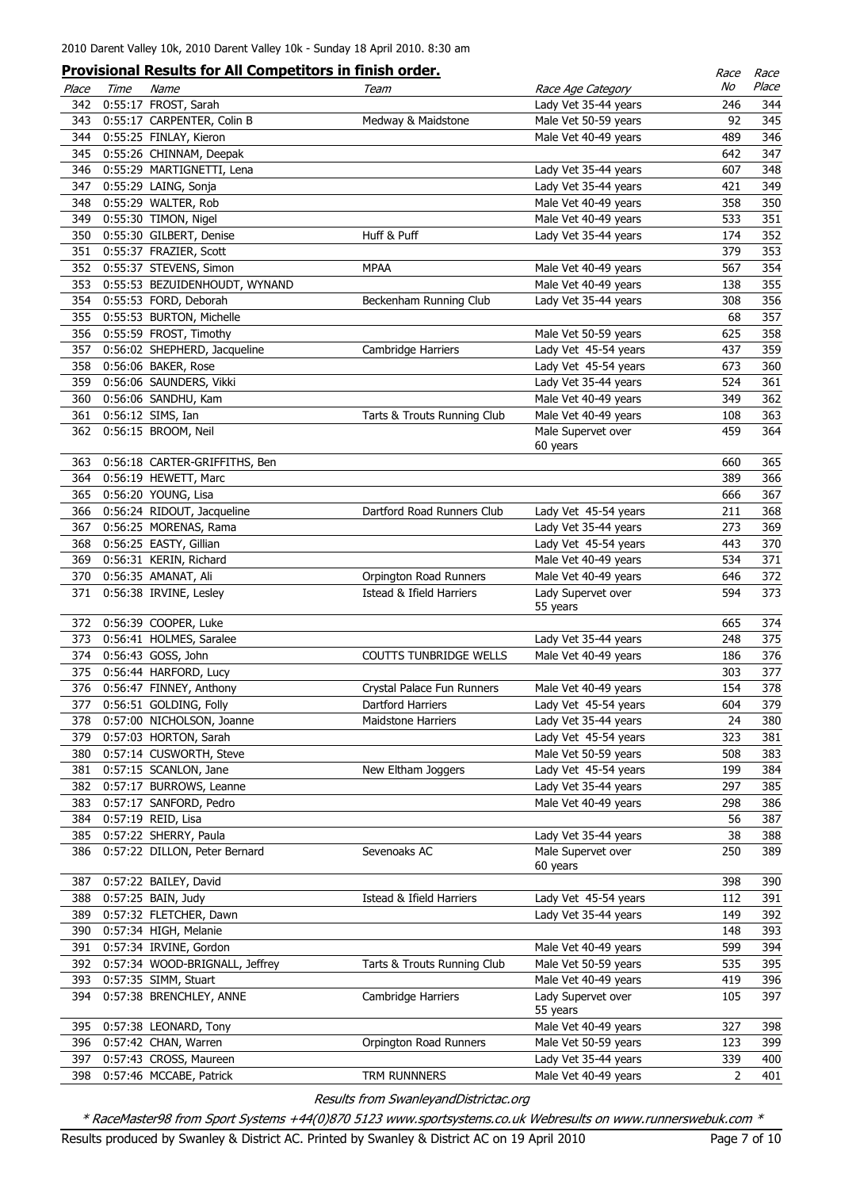2010 Darent Valley 10k, 2010 Darent Valley 10k - Sunday 18 April 2010. 8:30 am

## Provisional Results for All Competitors in finish order.

| Place | Time | Name | Team | Race Age Category | Race No | Race Place |
|---|---|---|---|---|---|---|
| 342 | 0:55:17 | FROST, Sarah | | Lady Vet 35-44 years | 246 | 344 |
| 343 | 0:55:17 | CARPENTER, Colin B | Medway & Maidstone | Male Vet 50-59 years | 92 | 345 |
| 344 | 0:55:25 | FINLAY, Kieron | | Male Vet 40-49 years | 489 | 346 |
| 345 | 0:55:26 | CHINNAM, Deepak | | | 642 | 347 |
| 346 | 0:55:29 | MARTIGNETTI, Lena | | Lady Vet 35-44 years | 607 | 348 |
| 347 | 0:55:29 | LAING, Sonja | | Lady Vet 35-44 years | 421 | 349 |
| 348 | 0:55:29 | WALTER, Rob | | Male Vet 40-49 years | 358 | 350 |
| 349 | 0:55:30 | TIMON, Nigel | | Male Vet 40-49 years | 533 | 351 |
| 350 | 0:55:30 | GILBERT, Denise | Huff & Puff | Lady Vet 35-44 years | 174 | 352 |
| 351 | 0:55:37 | FRAZIER, Scott | | | 379 | 353 |
| 352 | 0:55:37 | STEVENS, Simon | MPAA | Male Vet 40-49 years | 567 | 354 |
| 353 | 0:55:53 | BEZUIDENHOUDT, WYNAND | | Male Vet 40-49 years | 138 | 355 |
| 354 | 0:55:53 | FORD, Deborah | Beckenham Running Club | Lady Vet 35-44 years | 308 | 356 |
| 355 | 0:55:53 | BURTON, Michelle | | | 68 | 357 |
| 356 | 0:55:59 | FROST, Timothy | | Male Vet 50-59 years | 625 | 358 |
| 357 | 0:56:02 | SHEPHERD, Jacqueline | Cambridge Harriers | Lady Vet 45-54 years | 437 | 359 |
| 358 | 0:56:06 | BAKER, Rose | | Lady Vet 45-54 years | 673 | 360 |
| 359 | 0:56:06 | SAUNDERS, Vikki | | Lady Vet 35-44 years | 524 | 361 |
| 360 | 0:56:06 | SANDHU, Kam | | Male Vet 40-49 years | 349 | 362 |
| 361 | 0:56:12 | SIMS, Ian | Tarts & Trouts Running Club | Male Vet 40-49 years | 108 | 363 |
| 362 | 0:56:15 | BROOM, Neil | | Male Supervet over 60 years | 459 | 364 |
| 363 | 0:56:18 | CARTER-GRIFFITHS, Ben | | | 660 | 365 |
| 364 | 0:56:19 | HEWETT, Marc | | | 389 | 366 |
| 365 | 0:56:20 | YOUNG, Lisa | | | 666 | 367 |
| 366 | 0:56:24 | RIDOUT, Jacqueline | Dartford Road Runners Club | Lady Vet 45-54 years | 211 | 368 |
| 367 | 0:56:25 | MORENAS, Rama | | Lady Vet 35-44 years | 273 | 369 |
| 368 | 0:56:25 | EASTY, Gillian | | Lady Vet 45-54 years | 443 | 370 |
| 369 | 0:56:31 | KERIN, Richard | | Male Vet 40-49 years | 534 | 371 |
| 370 | 0:56:35 | AMANAT, Ali | Orpington Road Runners | Male Vet 40-49 years | 646 | 372 |
| 371 | 0:56:38 | IRVINE, Lesley | Istead & Ifield Harriers | Lady Supervet over 55 years | 594 | 373 |
| 372 | 0:56:39 | COOPER, Luke | | | 665 | 374 |
| 373 | 0:56:41 | HOLMES, Saralee | | Lady Vet 35-44 years | 248 | 375 |
| 374 | 0:56:43 | GOSS, John | COUTTS TUNBRIDGE WELLS | Male Vet 40-49 years | 186 | 376 |
| 375 | 0:56:44 | HARFORD, Lucy | | | 303 | 377 |
| 376 | 0:56:47 | FINNEY, Anthony | Crystal Palace Fun Runners | Male Vet 40-49 years | 154 | 378 |
| 377 | 0:56:51 | GOLDING, Folly | Dartford Harriers | Lady Vet 45-54 years | 604 | 379 |
| 378 | 0:57:00 | NICHOLSON, Joanne | Maidstone Harriers | Lady Vet 35-44 years | 24 | 380 |
| 379 | 0:57:03 | HORTON, Sarah | | Lady Vet 45-54 years | 323 | 381 |
| 380 | 0:57:14 | CUSWORTH, Steve | | Male Vet 50-59 years | 508 | 383 |
| 381 | 0:57:15 | SCANLON, Jane | New Eltham Joggers | Lady Vet 45-54 years | 199 | 384 |
| 382 | 0:57:17 | BURROWS, Leanne | | Lady Vet 35-44 years | 297 | 385 |
| 383 | 0:57:17 | SANFORD, Pedro | | Male Vet 40-49 years | 298 | 386 |
| 384 | 0:57:19 | REID, Lisa | | | 56 | 387 |
| 385 | 0:57:22 | SHERRY, Paula | | Lady Vet 35-44 years | 38 | 388 |
| 386 | 0:57:22 | DILLON, Peter Bernard | Sevenoaks AC | Male Supervet over 60 years | 250 | 389 |
| 387 | 0:57:22 | BAILEY, David | | | 398 | 390 |
| 388 | 0:57:25 | BAIN, Judy | Istead & Ifield Harriers | Lady Vet 45-54 years | 112 | 391 |
| 389 | 0:57:32 | FLETCHER, Dawn | | Lady Vet 35-44 years | 149 | 392 |
| 390 | 0:57:34 | HIGH, Melanie | | | 148 | 393 |
| 391 | 0:57:34 | IRVINE, Gordon | | Male Vet 40-49 years | 599 | 394 |
| 392 | 0:57:34 | WOOD-BRIGNALL, Jeffrey | Tarts & Trouts Running Club | Male Vet 50-59 years | 535 | 395 |
| 393 | 0:57:35 | SIMM, Stuart | | Male Vet 40-49 years | 419 | 396 |
| 394 | 0:57:38 | BRENCHLEY, ANNE | Cambridge Harriers | Lady Supervet over 55 years | 105 | 397 |
| 395 | 0:57:38 | LEONARD, Tony | | Male Vet 40-49 years | 327 | 398 |
| 396 | 0:57:42 | CHAN, Warren | Orpington Road Runners | Male Vet 50-59 years | 123 | 399 |
| 397 | 0:57:43 | CROSS, Maureen | | Lady Vet 35-44 years | 339 | 400 |
| 398 | 0:57:46 | MCCABE, Patrick | TRM RUNNNERS | Male Vet 40-49 years | 2 | 401 |

*Results from SwanleyandDistrictac.org*

*\* RaceMaster98 from Sport Systems +44(0)870 5123 www.sportsystems.co.uk Webresults on www.runnerswebuk.com \**

Results produced by Swanley & District AC. Printed by Swanley & District AC on 19 April 2010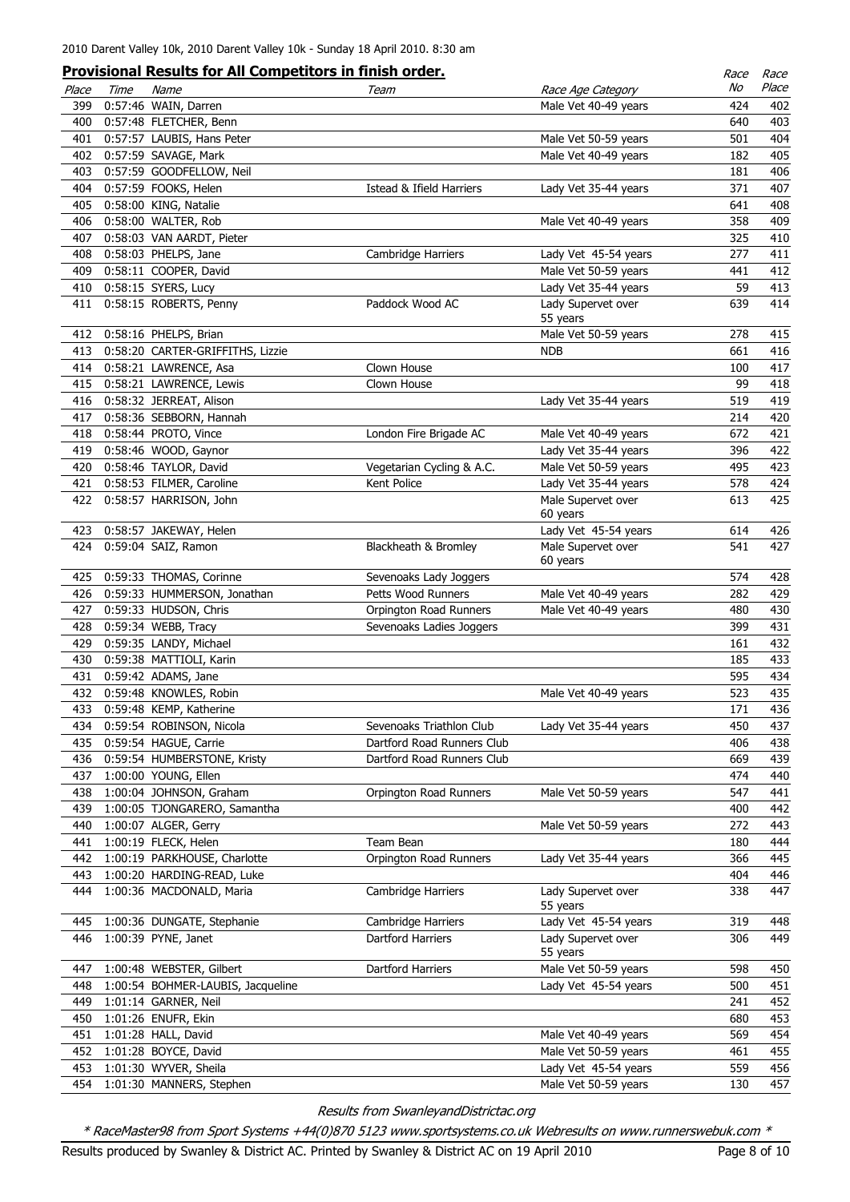2010 Darent Valley 10k, 2010 Darent Valley 10k - Sunday 18 April 2010. 8:30 am

## Provisional Results for All Competitors in finish order.

| Place | Time | Name | Team | Race Age Category | Race No | Race Place |
|---|---|---|---|---|---|---|
| 399 | 0:57:46 | WAIN, Darren | | Male Vet 40-49 years | 424 | 402 |
| 400 | 0:57:48 | FLETCHER, Benn | | | 640 | 403 |
| 401 | 0:57:57 | LAUBIS, Hans Peter | | Male Vet 50-59 years | 501 | 404 |
| 402 | 0:57:59 | SAVAGE, Mark | | Male Vet 40-49 years | 182 | 405 |
| 403 | 0:57:59 | GOODFELLOW, Neil | | | 181 | 406 |
| 404 | 0:57:59 | FOOKS, Helen | Istead & Ifield Harriers | Lady Vet 35-44 years | 371 | 407 |
| 405 | 0:58:00 | KING, Natalie | | | 641 | 408 |
| 406 | 0:58:00 | WALTER, Rob | | Male Vet 40-49 years | 358 | 409 |
| 407 | 0:58:03 | VAN AARDT, Pieter | | | 325 | 410 |
| 408 | 0:58:03 | PHELPS, Jane | Cambridge Harriers | Lady Vet 45-54 years | 277 | 411 |
| 409 | 0:58:11 | COOPER, David | | Male Vet 50-59 years | 441 | 412 |
| 410 | 0:58:15 | SYERS, Lucy | | Lady Vet 35-44 years | 59 | 413 |
| 411 | 0:58:15 | ROBERTS, Penny | Paddock Wood AC | Lady Supervet over 55 years | 639 | 414 |
| 412 | 0:58:16 | PHELPS, Brian | | Male Vet 50-59 years | 278 | 415 |
| 413 | 0:58:20 | CARTER-GRIFFITHS, Lizzie | | NDB | 661 | 416 |
| 414 | 0:58:21 | LAWRENCE, Asa | Clown House | | 100 | 417 |
| 415 | 0:58:21 | LAWRENCE, Lewis | Clown House | | 99 | 418 |
| 416 | 0:58:32 | JERREAT, Alison | | Lady Vet 35-44 years | 519 | 419 |
| 417 | 0:58:36 | SEBBORN, Hannah | | | 214 | 420 |
| 418 | 0:58:44 | PROTO, Vince | London Fire Brigade AC | Male Vet 40-49 years | 672 | 421 |
| 419 | 0:58:46 | WOOD, Gaynor | | Lady Vet 35-44 years | 396 | 422 |
| 420 | 0:58:46 | TAYLOR, David | Vegetarian Cycling & A.C. | Male Vet 50-59 years | 495 | 423 |
| 421 | 0:58:53 | FILMER, Caroline | Kent Police | Lady Vet 35-44 years | 578 | 424 |
| 422 | 0:58:57 | HARRISON, John | | Male Supervet over 60 years | 613 | 425 |
| 423 | 0:58:57 | JAKEWAY, Helen | | Lady Vet 45-54 years | 614 | 426 |
| 424 | 0:59:04 | SAIZ, Ramon | Blackheath & Bromley | Male Supervet over 60 years | 541 | 427 |
| 425 | 0:59:33 | THOMAS, Corinne | Sevenoaks Lady Joggers | | 574 | 428 |
| 426 | 0:59:33 | HUMMERSON, Jonathan | Petts Wood Runners | Male Vet 40-49 years | 282 | 429 |
| 427 | 0:59:33 | HUDSON, Chris | Orpington Road Runners | Male Vet 40-49 years | 480 | 430 |
| 428 | 0:59:34 | WEBB, Tracy | Sevenoaks Ladies Joggers | | 399 | 431 |
| 429 | 0:59:35 | LANDY, Michael | | | 161 | 432 |
| 430 | 0:59:38 | MATTIOLI, Karin | | | 185 | 433 |
| 431 | 0:59:42 | ADAMS, Jane | | | 595 | 434 |
| 432 | 0:59:48 | KNOWLES, Robin | | Male Vet 40-49 years | 523 | 435 |
| 433 | 0:59:48 | KEMP, Katherine | | | 171 | 436 |
| 434 | 0:59:54 | ROBINSON, Nicola | Sevenoaks Triathlon Club | Lady Vet 35-44 years | 450 | 437 |
| 435 | 0:59:54 | HAGUE, Carrie | Dartford Road Runners Club | | 406 | 438 |
| 436 | 0:59:54 | HUMBERSTONE, Kristy | Dartford Road Runners Club | | 669 | 439 |
| 437 | 1:00:00 | YOUNG, Ellen | | | 474 | 440 |
| 438 | 1:00:04 | JOHNSON, Graham | Orpington Road Runners | Male Vet 50-59 years | 547 | 441 |
| 439 | 1:00:05 | TJONGARERO, Samantha | | | 400 | 442 |
| 440 | 1:00:07 | ALGER, Gerry | | Male Vet 50-59 years | 272 | 443 |
| 441 | 1:00:19 | FLECK, Helen | Team Bean | | 180 | 444 |
| 442 | 1:00:19 | PARKHOUSE, Charlotte | Orpington Road Runners | Lady Vet 35-44 years | 366 | 445 |
| 443 | 1:00:20 | HARDING-READ, Luke | | | 404 | 446 |
| 444 | 1:00:36 | MACDONALD, Maria | Cambridge Harriers | Lady Supervet over 55 years | 338 | 447 |
| 445 | 1:00:36 | DUNGATE, Stephanie | Cambridge Harriers | Lady Vet 45-54 years | 319 | 448 |
| 446 | 1:00:39 | PYNE, Janet | Dartford Harriers | Lady Supervet over 55 years | 306 | 449 |
| 447 | 1:00:48 | WEBSTER, Gilbert | Dartford Harriers | Male Vet 50-59 years | 598 | 450 |
| 448 | 1:00:54 | BOHMER-LAUBIS, Jacqueline | | Lady Vet 45-54 years | 500 | 451 |
| 449 | 1:01:14 | GARNER, Neil | | | 241 | 452 |
| 450 | 1:01:26 | ENUFR, Ekin | | | 680 | 453 |
| 451 | 1:01:28 | HALL, David | | Male Vet 40-49 years | 569 | 454 |
| 452 | 1:01:28 | BOYCE, David | | Male Vet 50-59 years | 461 | 455 |
| 453 | 1:01:30 | WYVER, Sheila | | Lady Vet 45-54 years | 559 | 456 |
| 454 | 1:01:30 | MANNERS, Stephen | | Male Vet 50-59 years | 130 | 457 |

*Results from SwanleyandDistrictac.org*

*\* RaceMaster98 from Sport Systems +44(0)870 5123 www.sportsystems.co.uk Webresults on www.runnerswebuk.com \**

Results produced by Swanley & District AC. Printed by Swanley & District AC on 19 April 2010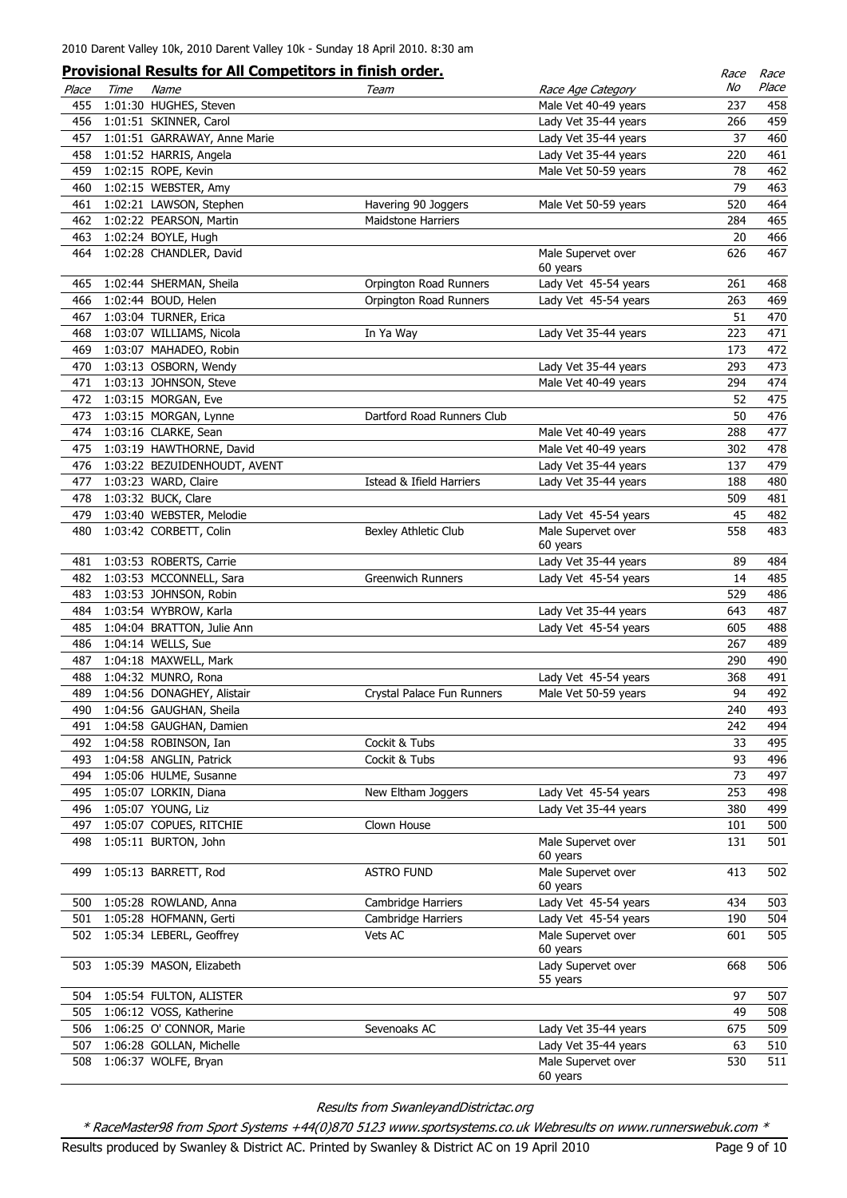2010 Darent Valley 10k, 2010 Darent Valley 10k - Sunday 18 April 2010. 8:30 am

## Provisional Results for All Competitors in finish order.

| Place | Time | Name | Team | Race Age Category | Race No | Race Place |
|---|---|---|---|---|---|---|
| 455 | 1:01:30 | HUGHES, Steven | | Male Vet 40-49 years | 237 | 458 |
| 456 | 1:01:51 | SKINNER, Carol | | Lady Vet 35-44 years | 266 | 459 |
| 457 | 1:01:51 | GARRAWAY, Anne Marie | | Lady Vet 35-44 years | 37 | 460 |
| 458 | 1:01:52 | HARRIS, Angela | | Lady Vet 35-44 years | 220 | 461 |
| 459 | 1:02:15 | ROPE, Kevin | | Male Vet 50-59 years | 78 | 462 |
| 460 | 1:02:15 | WEBSTER, Amy | | | 79 | 463 |
| 461 | 1:02:21 | LAWSON, Stephen | Havering 90 Joggers | Male Vet 50-59 years | 520 | 464 |
| 462 | 1:02:22 | PEARSON, Martin | Maidstone Harriers | | 284 | 465 |
| 463 | 1:02:24 | BOYLE, Hugh | | | 20 | 466 |
| 464 | 1:02:28 | CHANDLER, David | | Male Supervet over 60 years | 626 | 467 |
| 465 | 1:02:44 | SHERMAN, Sheila | Orpington Road Runners | Lady Vet 45-54 years | 261 | 468 |
| 466 | 1:02:44 | BOUD, Helen | Orpington Road Runners | Lady Vet 45-54 years | 263 | 469 |
| 467 | 1:03:04 | TURNER, Erica | | | 51 | 470 |
| 468 | 1:03:07 | WILLIAMS, Nicola | In Ya Way | Lady Vet 35-44 years | 223 | 471 |
| 469 | 1:03:07 | MAHADEO, Robin | | | 173 | 472 |
| 470 | 1:03:13 | OSBORN, Wendy | | Lady Vet 35-44 years | 293 | 473 |
| 471 | 1:03:13 | JOHNSON, Steve | | Male Vet 40-49 years | 294 | 474 |
| 472 | 1:03:15 | MORGAN, Eve | | | 52 | 475 |
| 473 | 1:03:15 | MORGAN, Lynne | Dartford Road Runners Club | | 50 | 476 |
| 474 | 1:03:16 | CLARKE, Sean | | Male Vet 40-49 years | 288 | 477 |
| 475 | 1:03:19 | HAWTHORNE, David | | Male Vet 40-49 years | 302 | 478 |
| 476 | 1:03:22 | BEZUIDENHOUDT, AVENT | | Lady Vet 35-44 years | 137 | 479 |
| 477 | 1:03:23 | WARD, Claire | Istead & Ifield Harriers | Lady Vet 35-44 years | 188 | 480 |
| 478 | 1:03:32 | BUCK, Clare | | | 509 | 481 |
| 479 | 1:03:40 | WEBSTER, Melodie | | Lady Vet 45-54 years | 45 | 482 |
| 480 | 1:03:42 | CORBETT, Colin | Bexley Athletic Club | Male Supervet over 60 years | 558 | 483 |
| 481 | 1:03:53 | ROBERTS, Carrie | | Lady Vet 35-44 years | 89 | 484 |
| 482 | 1:03:53 | MCCONNELL, Sara | Greenwich Runners | Lady Vet 45-54 years | 14 | 485 |
| 483 | 1:03:53 | JOHNSON, Robin | | | 529 | 486 |
| 484 | 1:03:54 | WYBROW, Karla | | Lady Vet 35-44 years | 643 | 487 |
| 485 | 1:04:04 | BRATTON, Julie Ann | | Lady Vet 45-54 years | 605 | 488 |
| 486 | 1:04:14 | WELLS, Sue | | | 267 | 489 |
| 487 | 1:04:18 | MAXWELL, Mark | | | 290 | 490 |
| 488 | 1:04:32 | MUNRO, Rona | | Lady Vet 45-54 years | 368 | 491 |
| 489 | 1:04:56 | DONAGHEY, Alistair | Crystal Palace Fun Runners | Male Vet 50-59 years | 94 | 492 |
| 490 | 1:04:56 | GAUGHAN, Sheila | | | 240 | 493 |
| 491 | 1:04:58 | GAUGHAN, Damien | | | 242 | 494 |
| 492 | 1:04:58 | ROBINSON, Ian | Cockit & Tubs | | 33 | 495 |
| 493 | 1:04:58 | ANGLIN, Patrick | Cockit & Tubs | | 93 | 496 |
| 494 | 1:05:06 | HULME, Susanne | | | 73 | 497 |
| 495 | 1:05:07 | LORKIN, Diana | New Eltham Joggers | Lady Vet 45-54 years | 253 | 498 |
| 496 | 1:05:07 | YOUNG, Liz | | Lady Vet 35-44 years | 380 | 499 |
| 497 | 1:05:07 | COPUES, RITCHIE | Clown House | | 101 | 500 |
| 498 | 1:05:11 | BURTON, John | | Male Supervet over 60 years | 131 | 501 |
| 499 | 1:05:13 | BARRETT, Rod | ASTRO FUND | Male Supervet over 60 years | 413 | 502 |
| 500 | 1:05:28 | ROWLAND, Anna | Cambridge Harriers | Lady Vet 45-54 years | 434 | 503 |
| 501 | 1:05:28 | HOFMANN, Gerti | Cambridge Harriers | Lady Vet 45-54 years | 190 | 504 |
| 502 | 1:05:34 | LEBERL, Geoffrey | Vets AC | Male Supervet over 60 years | 601 | 505 |
| 503 | 1:05:39 | MASON, Elizabeth | | Lady Supervet over 55 years | 668 | 506 |
| 504 | 1:05:54 | FULTON, ALISTER | | | 97 | 507 |
| 505 | 1:06:12 | VOSS, Katherine | | | 49 | 508 |
| 506 | 1:06:25 | O' CONNOR, Marie | Sevenoaks AC | Lady Vet 35-44 years | 675 | 509 |
| 507 | 1:06:28 | GOLLAN, Michelle | | Lady Vet 35-44 years | 63 | 510 |
| 508 | 1:06:37 | WOLFE, Bryan | | Male Supervet over 60 years | 530 | 511 |

*Results from SwanleyandDistrictac.org*

*\* RaceMaster98 from Sport Systems +44(0)870 5123 www.sportsystems.co.uk Webresults on www.runnerswebuk.com \**

Results produced by Swanley & District AC. Printed by Swanley & District AC on 19 April 2010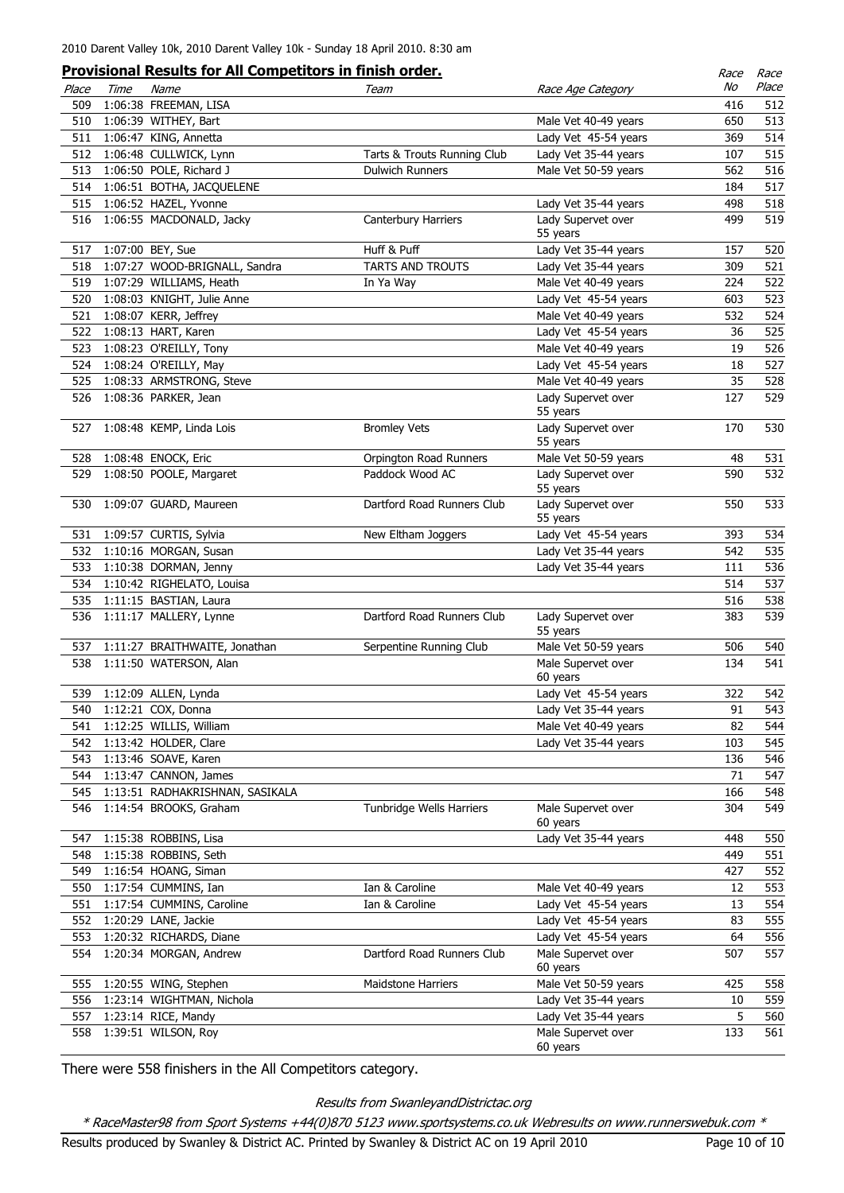2010 Darent Valley 10k, 2010 Darent Valley 10k - Sunday 18 April 2010. 8:30 am

## Provisional Results for All Competitors in finish order.

| Place | Time | Name | Team | Race Age Category | Race No | Race Place |
|---|---|---|---|---|---|---|
| 509 | 1:06:38 | FREEMAN, LISA | | | 416 | 512 |
| 510 | 1:06:39 | WITHEY, Bart | | Male Vet 40-49 years | 650 | 513 |
| 511 | 1:06:47 | KING, Annetta | | Lady Vet 45-54 years | 369 | 514 |
| 512 | 1:06:48 | CULLWICK, Lynn | Tarts & Trouts Running Club | Lady Vet 35-44 years | 107 | 515 |
| 513 | 1:06:50 | POLE, Richard J | Dulwich Runners | Male Vet 50-59 years | 562 | 516 |
| 514 | 1:06:51 | BOTHA, JACQUELENE | | | 184 | 517 |
| 515 | 1:06:52 | HAZEL, Yvonne | | Lady Vet 35-44 years | 498 | 518 |
| 516 | 1:06:55 | MACDONALD, Jacky | Canterbury Harriers | Lady Supervet over 55 years | 499 | 519 |
| 517 | 1:07:00 | BEY, Sue | Huff & Puff | Lady Vet 35-44 years | 157 | 520 |
| 518 | 1:07:27 | WOOD-BRIGNALL, Sandra | TARTS AND TROUTS | Lady Vet 35-44 years | 309 | 521 |
| 519 | 1:07:29 | WILLIAMS, Heath | In Ya Way | Male Vet 40-49 years | 224 | 522 |
| 520 | 1:08:03 | KNIGHT, Julie Anne | | Lady Vet 45-54 years | 603 | 523 |
| 521 | 1:08:07 | KERR, Jeffrey | | Male Vet 40-49 years | 532 | 524 |
| 522 | 1:08:13 | HART, Karen | | Lady Vet 45-54 years | 36 | 525 |
| 523 | 1:08:23 | O'REILLY, Tony | | Male Vet 40-49 years | 19 | 526 |
| 524 | 1:08:24 | O'REILLY, May | | Lady Vet 45-54 years | 18 | 527 |
| 525 | 1:08:33 | ARMSTRONG, Steve | | Male Vet 40-49 years | 35 | 528 |
| 526 | 1:08:36 | PARKER, Jean | | Lady Supervet over 55 years | 127 | 529 |
| 527 | 1:08:48 | KEMP, Linda Lois | Bromley Vets | Lady Supervet over 55 years | 170 | 530 |
| 528 | 1:08:48 | ENOCK, Eric | Orpington Road Runners | Male Vet 50-59 years | 48 | 531 |
| 529 | 1:08:50 | POOLE, Margaret | Paddock Wood AC | Lady Supervet over 55 years | 590 | 532 |
| 530 | 1:09:07 | GUARD, Maureen | Dartford Road Runners Club | Lady Supervet over 55 years | 550 | 533 |
| 531 | 1:09:57 | CURTIS, Sylvia | New Eltham Joggers | Lady Vet 45-54 years | 393 | 534 |
| 532 | 1:10:16 | MORGAN, Susan | | Lady Vet 35-44 years | 542 | 535 |
| 533 | 1:10:38 | DORMAN, Jenny | | Lady Vet 35-44 years | 111 | 536 |
| 534 | 1:10:42 | RIGHELATO, Louisa | | | 514 | 537 |
| 535 | 1:11:15 | BASTIAN, Laura | | | 516 | 538 |
| 536 | 1:11:17 | MALLERY, Lynne | Dartford Road Runners Club | Lady Supervet over 55 years | 383 | 539 |
| 537 | 1:11:27 | BRAITHWAITE, Jonathan | Serpentine Running Club | Male Vet 50-59 years | 506 | 540 |
| 538 | 1:11:50 | WATERSON, Alan | | Male Supervet over 60 years | 134 | 541 |
| 539 | 1:12:09 | ALLEN, Lynda | | Lady Vet 45-54 years | 322 | 542 |
| 540 | 1:12:21 | COX, Donna | | Lady Vet 35-44 years | 91 | 543 |
| 541 | 1:12:25 | WILLIS, William | | Male Vet 40-49 years | 82 | 544 |
| 542 | 1:13:42 | HOLDER, Clare | | Lady Vet 35-44 years | 103 | 545 |
| 543 | 1:13:46 | SOAVE, Karen | | | 136 | 546 |
| 544 | 1:13:47 | CANNON, James | | | 71 | 547 |
| 545 | 1:13:51 | RADHAKRISHNAN, SASIKALA | | | 166 | 548 |
| 546 | 1:14:54 | BROOKS, Graham | Tunbridge Wells Harriers | Male Supervet over 60 years | 304 | 549 |
| 547 | 1:15:38 | ROBBINS, Lisa | | Lady Vet 35-44 years | 448 | 550 |
| 548 | 1:15:38 | ROBBINS, Seth | | | 449 | 551 |
| 549 | 1:16:54 | HOANG, Siman | | | 427 | 552 |
| 550 | 1:17:54 | CUMMINS, Ian | Ian & Caroline | Male Vet 40-49 years | 12 | 553 |
| 551 | 1:17:54 | CUMMINS, Caroline | Ian & Caroline | Lady Vet 45-54 years | 13 | 554 |
| 552 | 1:20:29 | LANE, Jackie | | Lady Vet 45-54 years | 83 | 555 |
| 553 | 1:20:32 | RICHARDS, Diane | | Lady Vet 45-54 years | 64 | 556 |
| 554 | 1:20:34 | MORGAN, Andrew | Dartford Road Runners Club | Male Supervet over 60 years | 507 | 557 |
| 555 | 1:20:55 | WING, Stephen | Maidstone Harriers | Male Vet 50-59 years | 425 | 558 |
| 556 | 1:23:14 | WIGHTMAN, Nichola | | Lady Vet 35-44 years | 10 | 559 |
| 557 | 1:23:14 | RICE, Mandy | | Lady Vet 35-44 years | 5 | 560 |
| 558 | 1:39:51 | WILSON, Roy | | Male Supervet over 60 years | 133 | 561 |

There were 558 finishers in the All Competitors category.

*Results from SwanleyandDistrictac.org*

*\* RaceMaster98 from Sport Systems +44(0)870 5123 www.sportsystems.co.uk Webresults on www.runnerswebuk.com \**

Results produced by Swanley & District AC. Printed by Swanley & District AC on 19 April 2010